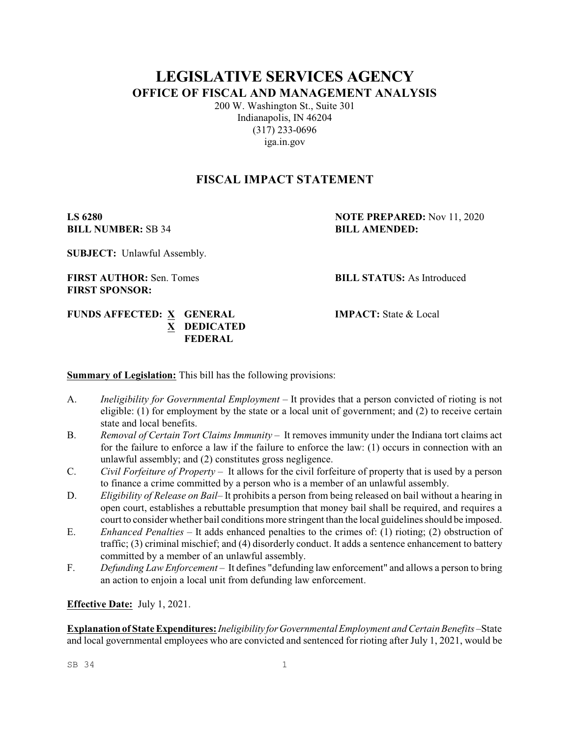# LEGISLATIVE SERVICES AGENCY

## OFFICE OF FISCAL AND MANAGEMENT ANALYSIS

200 W. Washington St., Suite 301
Indianapolis, IN 46204
(317) 233-0696
iga.in.gov

## FISCAL IMPACT STATEMENT

**LS 6280** **NOTE PREPARED:** Nov 11, 2020
**BILL NUMBER:** SB 34 **BILL AMENDED:**

**SUBJECT:** Unlawful Assembly.

**FIRST AUTHOR:** Sen. Tomes **BILL STATUS:** As Introduced
**FIRST SPONSOR:**

**FUNDS AFFECTED:** X **GENERAL** **IMPACT:** State & Local
X **DEDICATED**
**FEDERAL**

**Summary of Legislation:** This bill has the following provisions:

A. *Ineligibility for Governmental Employment* – It provides that a person convicted of rioting is not eligible: (1) for employment by the state or a local unit of government; and (2) to receive certain state and local benefits.
B. *Removal of Certain Tort Claims Immunity* – It removes immunity under the Indiana tort claims act for the failure to enforce a law if the failure to enforce the law: (1) occurs in connection with an unlawful assembly; and (2) constitutes gross negligence.
C. *Civil Forfeiture of Property* – It allows for the civil forfeiture of property that is used by a person to finance a crime committed by a person who is a member of an unlawful assembly.
D. *Eligibility of Release on Bail*– It prohibits a person from being released on bail without a hearing in open court, establishes a rebuttable presumption that money bail shall be required, and requires a court to consider whether bail conditions more stringent than the local guidelines should be imposed.
E. *Enhanced Penalties* – It adds enhanced penalties to the crimes of: (1) rioting; (2) obstruction of traffic; (3) criminal mischief; and (4) disorderly conduct. It adds a sentence enhancement to battery committed by a member of an unlawful assembly.
F. *Defunding Law Enforcement* – It defines "defunding law enforcement" and allows a person to bring an action to enjoin a local unit from defunding law enforcement.

**Effective Date:** July 1, 2021.

**Explanation of State Expenditures:** *Ineligibility for Governmental Employment and Certain Benefits* –State and local governmental employees who are convicted and sentenced for rioting after July 1, 2021, would be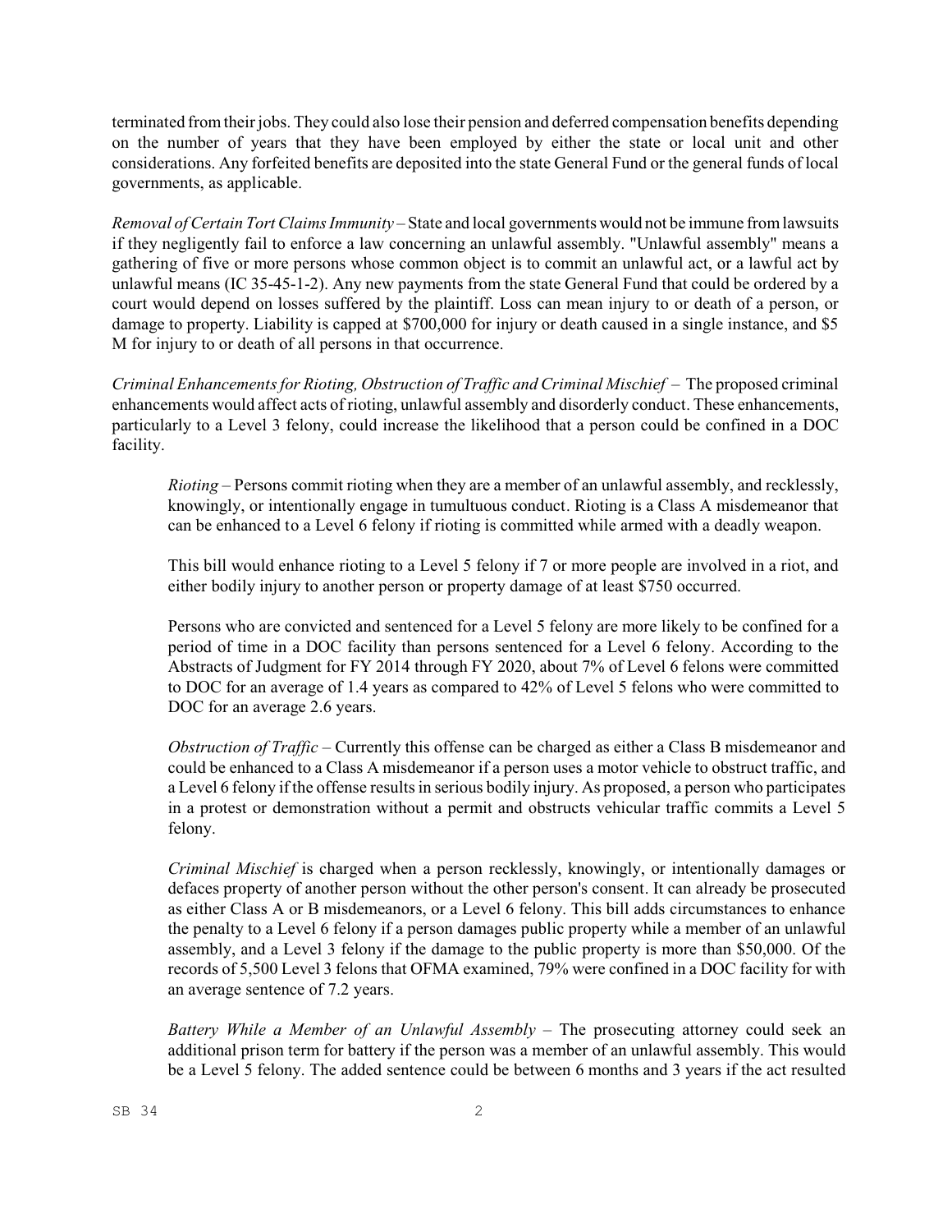terminated from their jobs. They could also lose their pension and deferred compensation benefits depending on the number of years that they have been employed by either the state or local unit and other considerations. Any forfeited benefits are deposited into the state General Fund or the general funds of local governments, as applicable.

*Removal of Certain Tort Claims Immunity* – State and local governments would not be immune from lawsuits if they negligently fail to enforce a law concerning an unlawful assembly. "Unlawful assembly" means a gathering of five or more persons whose common object is to commit an unlawful act, or a lawful act by unlawful means (IC 35-45-1-2). Any new payments from the state General Fund that could be ordered by a court would depend on losses suffered by the plaintiff. Loss can mean injury to or death of a person, or damage to property. Liability is capped at $700,000 for injury or death caused in a single instance, and $5 M for injury to or death of all persons in that occurrence.

*Criminal Enhancements for Rioting, Obstruction of Traffic and Criminal Mischief* – The proposed criminal enhancements would affect acts of rioting, unlawful assembly and disorderly conduct. These enhancements, particularly to a Level 3 felony, could increase the likelihood that a person could be confined in a DOC facility.

*Rioting* – Persons commit rioting when they are a member of an unlawful assembly, and recklessly, knowingly, or intentionally engage in tumultuous conduct. Rioting is a Class A misdemeanor that can be enhanced to a Level 6 felony if rioting is committed while armed with a deadly weapon.

This bill would enhance rioting to a Level 5 felony if 7 or more people are involved in a riot, and either bodily injury to another person or property damage of at least $750 occurred.

Persons who are convicted and sentenced for a Level 5 felony are more likely to be confined for a period of time in a DOC facility than persons sentenced for a Level 6 felony. According to the Abstracts of Judgment for FY 2014 through FY 2020, about 7% of Level 6 felons were committed to DOC for an average of 1.4 years as compared to 42% of Level 5 felons who were committed to DOC for an average 2.6 years.

*Obstruction of Traffic* – Currently this offense can be charged as either a Class B misdemeanor and could be enhanced to a Class A misdemeanor if a person uses a motor vehicle to obstruct traffic, and a Level 6 felony if the offense results in serious bodily injury. As proposed, a person who participates in a protest or demonstration without a permit and obstructs vehicular traffic commits a Level 5 felony.

*Criminal Mischief* is charged when a person recklessly, knowingly, or intentionally damages or defaces property of another person without the other person's consent. It can already be prosecuted as either Class A or B misdemeanors, or a Level 6 felony. This bill adds circumstances to enhance the penalty to a Level 6 felony if a person damages public property while a member of an unlawful assembly, and a Level 3 felony if the damage to the public property is more than $50,000. Of the records of 5,500 Level 3 felons that OFMA examined, 79% were confined in a DOC facility for with an average sentence of 7.2 years.

*Battery While a Member of an Unlawful Assembly* – The prosecuting attorney could seek an additional prison term for battery if the person was a member of an unlawful assembly. This would be a Level 5 felony. The added sentence could be between 6 months and 3 years if the act resulted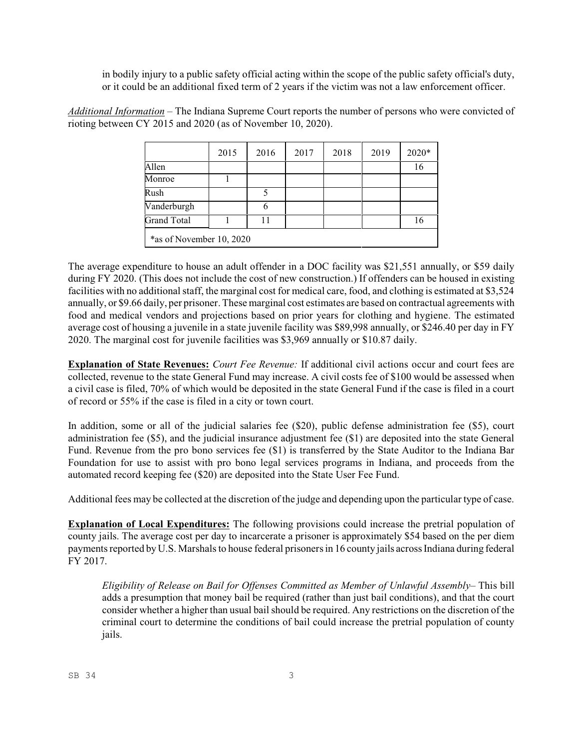in bodily injury to a public safety official acting within the scope of the public safety official's duty, or it could be an additional fixed term of 2 years if the victim was not a law enforcement officer.

*Additional Information* – The Indiana Supreme Court reports the number of persons who were convicted of rioting between CY 2015 and 2020 (as of November 10, 2020).

| | 2015 | 2016 | 2017 | 2018 | 2019 | 2020* |
|---|---|---|---|---|---|---|
| Allen | | | | | | 16 |
| Monroe | 1 | | | | | |
| Rush | | 5 | | | | |
| Vanderburgh | | 6 | | | | |
| Grand Total | 1 | 11 | | | | 16 |
| *as of November 10, 2020 | | | | | | |

The average expenditure to house an adult offender in a DOC facility was $21,551 annually, or $59 daily during FY 2020. (This does not include the cost of new construction.) If offenders can be housed in existing facilities with no additional staff, the marginal cost for medical care, food, and clothing is estimated at $3,524 annually, or $9.66 daily, per prisoner. These marginal cost estimates are based on contractual agreements with food and medical vendors and projections based on prior years for clothing and hygiene. The estimated average cost of housing a juvenile in a state juvenile facility was $89,998 annually, or $246.40 per day in FY 2020. The marginal cost for juvenile facilities was $3,969 annually or $10.87 daily.

**Explanation of State Revenues:** *Court Fee Revenue:* If additional civil actions occur and court fees are collected, revenue to the state General Fund may increase. A civil costs fee of $100 would be assessed when a civil case is filed, 70% of which would be deposited in the state General Fund if the case is filed in a court of record or 55% if the case is filed in a city or town court.

In addition, some or all of the judicial salaries fee ($20), public defense administration fee ($5), court administration fee ($5), and the judicial insurance adjustment fee ($1) are deposited into the state General Fund. Revenue from the pro bono services fee ($1) is transferred by the State Auditor to the Indiana Bar Foundation for use to assist with pro bono legal services programs in Indiana, and proceeds from the automated record keeping fee ($20) are deposited into the State User Fee Fund.

Additional fees may be collected at the discretion of the judge and depending upon the particular type of case.

**Explanation of Local Expenditures:** The following provisions could increase the pretrial population of county jails. The average cost per day to incarcerate a prisoner is approximately $54 based on the per diem payments reported by U.S. Marshals to house federal prisoners in 16 county jails across Indiana during federal FY 2017.

*Eligibility of Release on Bail for Offenses Committed as Member of Unlawful Assembly*– This bill adds a presumption that money bail be required (rather than just bail conditions), and that the court consider whether a higher than usual bail should be required. Any restrictions on the discretion of the criminal court to determine the conditions of bail could increase the pretrial population of county jails.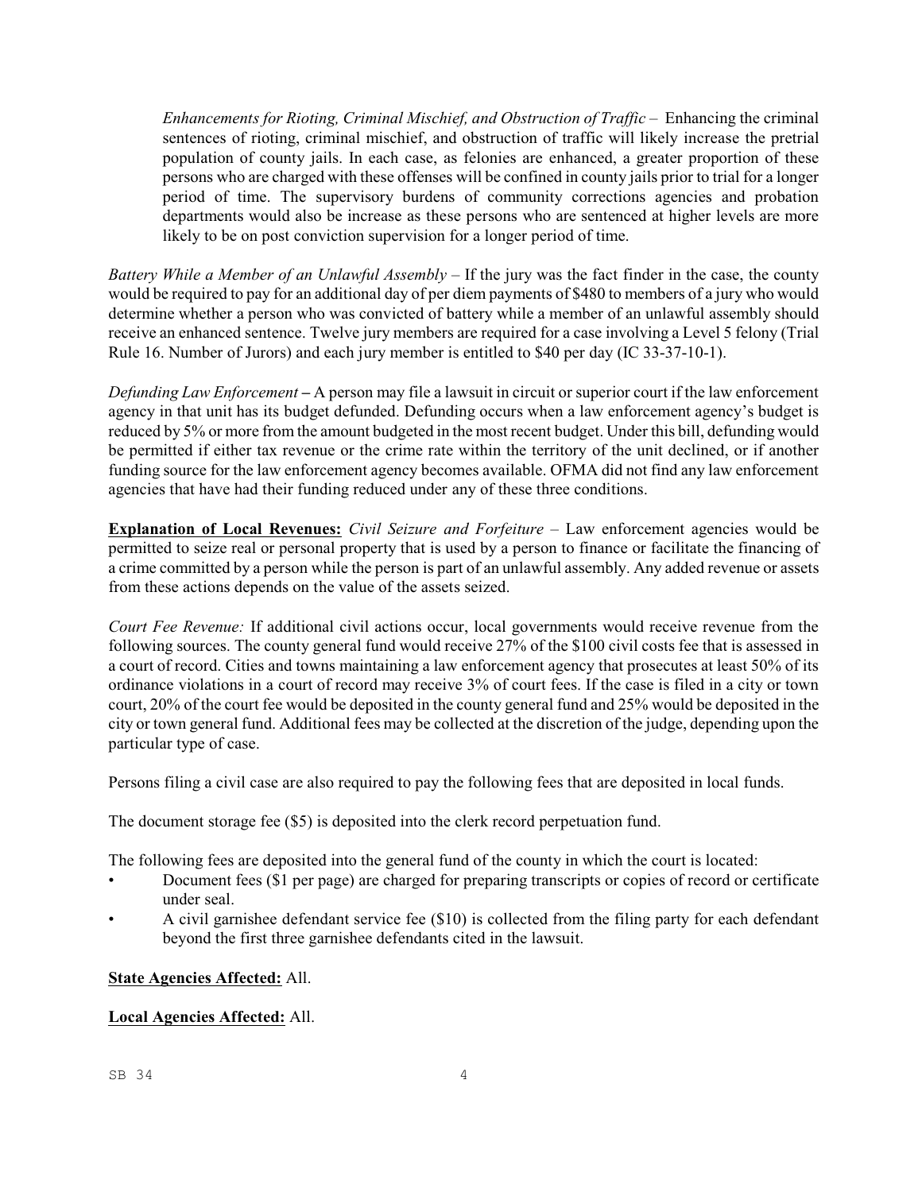*Enhancements for Rioting, Criminal Mischief, and Obstruction of Traffic* – Enhancing the criminal sentences of rioting, criminal mischief, and obstruction of traffic will likely increase the pretrial population of county jails. In each case, as felonies are enhanced, a greater proportion of these persons who are charged with these offenses will be confined in county jails prior to trial for a longer period of time. The supervisory burdens of community corrections agencies and probation departments would also be increase as these persons who are sentenced at higher levels are more likely to be on post conviction supervision for a longer period of time.

*Battery While a Member of an Unlawful Assembly* – If the jury was the fact finder in the case, the county would be required to pay for an additional day of per diem payments of $480 to members of a jury who would determine whether a person who was convicted of battery while a member of an unlawful assembly should receive an enhanced sentence. Twelve jury members are required for a case involving a Level 5 felony (Trial Rule 16. Number of Jurors) and each jury member is entitled to $40 per day (IC 33-37-10-1).

*Defunding Law Enforcement* **–** A person may file a lawsuit in circuit or superior court if the law enforcement agency in that unit has its budget defunded. Defunding occurs when a law enforcement agency's budget is reduced by 5% or more from the amount budgeted in the most recent budget. Under this bill, defunding would be permitted if either tax revenue or the crime rate within the territory of the unit declined, or if another funding source for the law enforcement agency becomes available. OFMA did not find any law enforcement agencies that have had their funding reduced under any of these three conditions.

**Explanation of Local Revenues:** *Civil Seizure and Forfeiture* – Law enforcement agencies would be permitted to seize real or personal property that is used by a person to finance or facilitate the financing of a crime committed by a person while the person is part of an unlawful assembly. Any added revenue or assets from these actions depends on the value of the assets seized.

*Court Fee Revenue:* If additional civil actions occur, local governments would receive revenue from the following sources. The county general fund would receive 27% of the $100 civil costs fee that is assessed in a court of record. Cities and towns maintaining a law enforcement agency that prosecutes at least 50% of its ordinance violations in a court of record may receive 3% of court fees. If the case is filed in a city or town court, 20% of the court fee would be deposited in the county general fund and 25% would be deposited in the city or town general fund. Additional fees may be collected at the discretion of the judge, depending upon the particular type of case.

Persons filing a civil case are also required to pay the following fees that are deposited in local funds.

The document storage fee ($5) is deposited into the clerk record perpetuation fund.

The following fees are deposited into the general fund of the county in which the court is located:

- Document fees ($1 per page) are charged for preparing transcripts or copies of record or certificate under seal.
- A civil garnishee defendant service fee ($10) is collected from the filing party for each defendant beyond the first three garnishee defendants cited in the lawsuit.

**State Agencies Affected:** All.

**Local Agencies Affected:** All.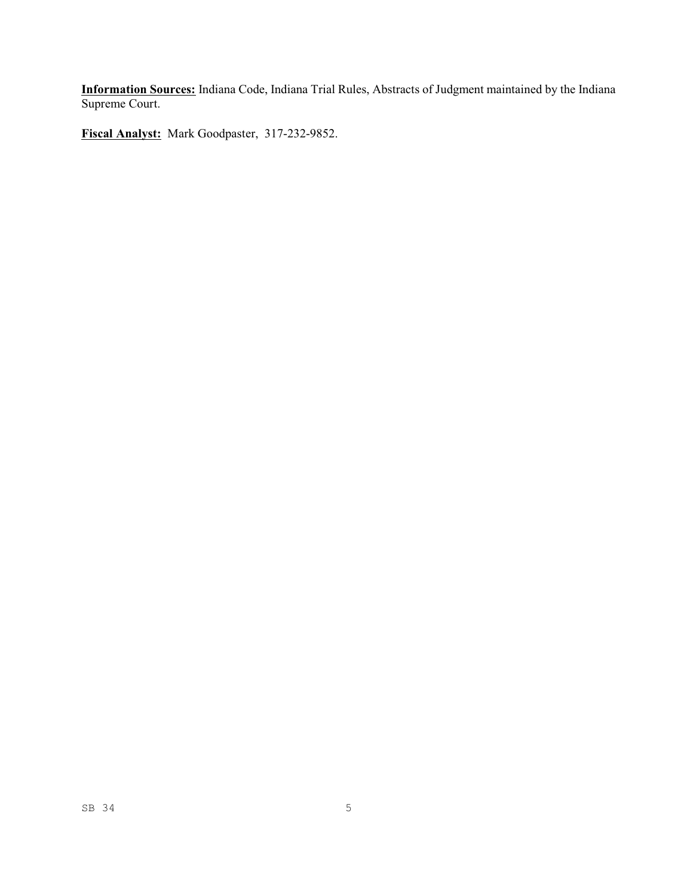**Information Sources:** Indiana Code, Indiana Trial Rules, Abstracts of Judgment maintained by the Indiana Supreme Court.

**Fiscal Analyst:** Mark Goodpaster, 317-232-9852.